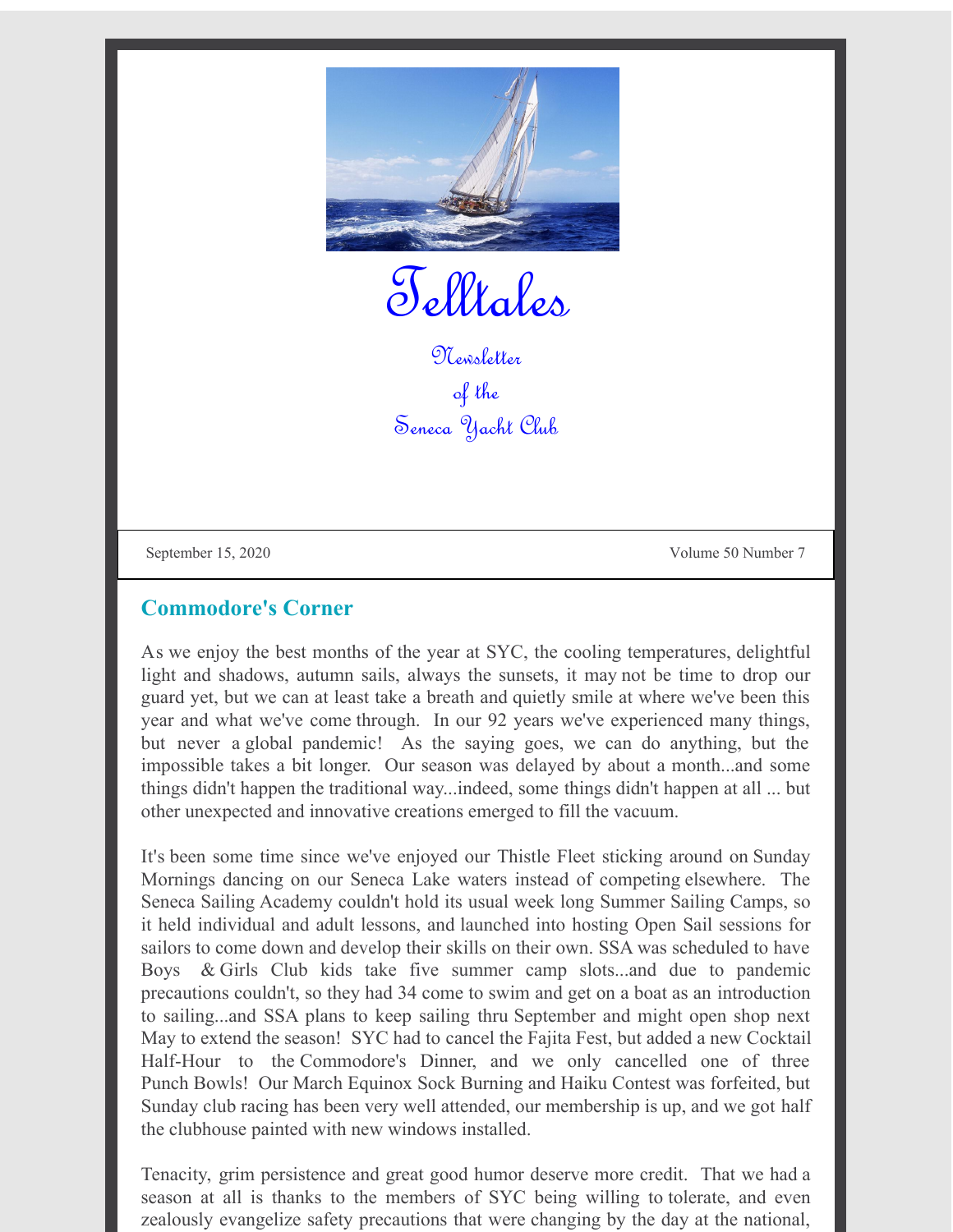# Telltales

Newsletter
of the
Seneca Yacht Club

September 15, 2020 Volume 50 Number 7

## Commodore's Corner

As we enjoy the best months of the year at SYC, the cooling temperatures, delightful light and shadows, autumn sails, always the sunsets, it may not be time to drop our guard yet, but we can at least take a breath and quietly smile at where we've been this year and what we've come through. In our 92 years we've experienced many things, but never a global pandemic! As the saying goes, we can do anything, but the impossible takes a bit longer. Our season was delayed by about a month...and some things didn't happen the traditional way...indeed, some things didn't happen at all ... but other unexpected and innovative creations emerged to fill the vacuum.

It's been some time since we've enjoyed our Thistle Fleet sticking around on Sunday Mornings dancing on our Seneca Lake waters instead of competing elsewhere. The Seneca Sailing Academy couldn't hold its usual week long Summer Sailing Camps, so it held individual and adult lessons, and launched into hosting Open Sail sessions for sailors to come down and develop their skills on their own. SSA was scheduled to have Boys & Girls Club kids take five summer camp slots...and due to pandemic precautions couldn't, so they had 34 come to swim and get on a boat as an introduction to sailing...and SSA plans to keep sailing thru September and might open shop next May to extend the season! SYC had to cancel the Fajita Fest, but added a new Cocktail Half-Hour to the Commodore's Dinner, and we only cancelled one of three Punch Bowls! Our March Equinox Sock Burning and Haiku Contest was forfeited, but Sunday club racing has been very well attended, our membership is up, and we got half the clubhouse painted with new windows installed.

Tenacity, grim persistence and great good humor deserve more credit. That we had a season at all is thanks to the members of SYC being willing to tolerate, and even zealously evangelize safety precautions that were changing by the day at the national,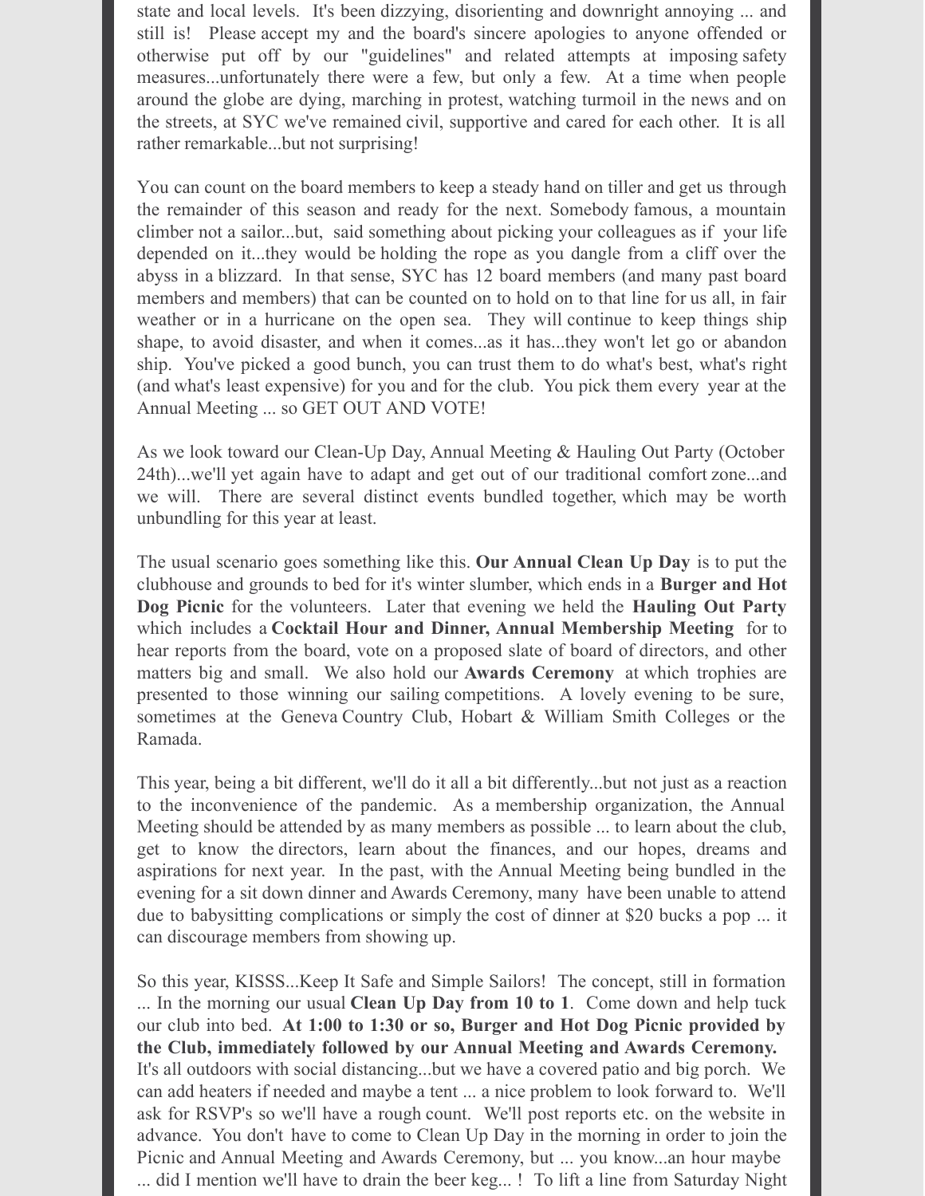state and local levels. It's been dizzying, disorienting and downright annoying ... and still is! Please accept my and the board's sincere apologies to anyone offended or otherwise put off by our "guidelines" and related attempts at imposing safety measures...unfortunately there were a few, but only a few. At a time when people around the globe are dying, marching in protest, watching turmoil in the news and on the streets, at SYC we've remained civil, supportive and cared for each other. It is all rather remarkable...but not surprising!

You can count on the board members to keep a steady hand on tiller and get us through the remainder of this season and ready for the next. Somebody famous, a mountain climber not a sailor...but, said something about picking your colleagues as if your life depended on it...they would be holding the rope as you dangle from a cliff over the abyss in a blizzard. In that sense, SYC has 12 board members (and many past board members and members) that can be counted on to hold on to that line for us all, in fair weather or in a hurricane on the open sea. They will continue to keep things ship shape, to avoid disaster, and when it comes...as it has...they won't let go or abandon ship. You've picked a good bunch, you can trust them to do what's best, what's right (and what's least expensive) for you and for the club. You pick them every year at the Annual Meeting ... so GET OUT AND VOTE!

As we look toward our Clean-Up Day, Annual Meeting & Hauling Out Party (October 24th)...we'll yet again have to adapt and get out of our traditional comfort zone...and we will. There are several distinct events bundled together, which may be worth unbundling for this year at least.

The usual scenario goes something like this. **Our Annual Clean Up Day** is to put the clubhouse and grounds to bed for it's winter slumber, which ends in a **Burger and Hot Dog Picnic** for the volunteers. Later that evening we held the **Hauling Out Party** which includes a **Cocktail Hour and Dinner, Annual Membership Meeting** for to hear reports from the board, vote on a proposed slate of board of directors, and other matters big and small. We also hold our **Awards Ceremony** at which trophies are presented to those winning our sailing competitions. A lovely evening to be sure, sometimes at the Geneva Country Club, Hobart & William Smith Colleges or the Ramada.

This year, being a bit different, we'll do it all a bit differently...but not just as a reaction to the inconvenience of the pandemic. As a membership organization, the Annual Meeting should be attended by as many members as possible ... to learn about the club, get to know the directors, learn about the finances, and our hopes, dreams and aspirations for next year. In the past, with the Annual Meeting being bundled in the evening for a sit down dinner and Awards Ceremony, many have been unable to attend due to babysitting complications or simply the cost of dinner at $20 bucks a pop ... it can discourage members from showing up.

So this year, KISSS...Keep It Safe and Simple Sailors! The concept, still in formation ... In the morning our usual **Clean Up Day from 10 to 1**. Come down and help tuck our club into bed. **At 1:00 to 1:30 or so, Burger and Hot Dog Picnic provided by the Club, immediately followed by our Annual Meeting and Awards Ceremony.** It's all outdoors with social distancing...but we have a covered patio and big porch. We can add heaters if needed and maybe a tent ... a nice problem to look forward to. We'll ask for RSVP's so we'll have a rough count. We'll post reports etc. on the website in advance. You don't have to come to Clean Up Day in the morning in order to join the Picnic and Annual Meeting and Awards Ceremony, but ... you know...an hour maybe ... did I mention we'll have to drain the beer keg... ! To lift a line from Saturday Night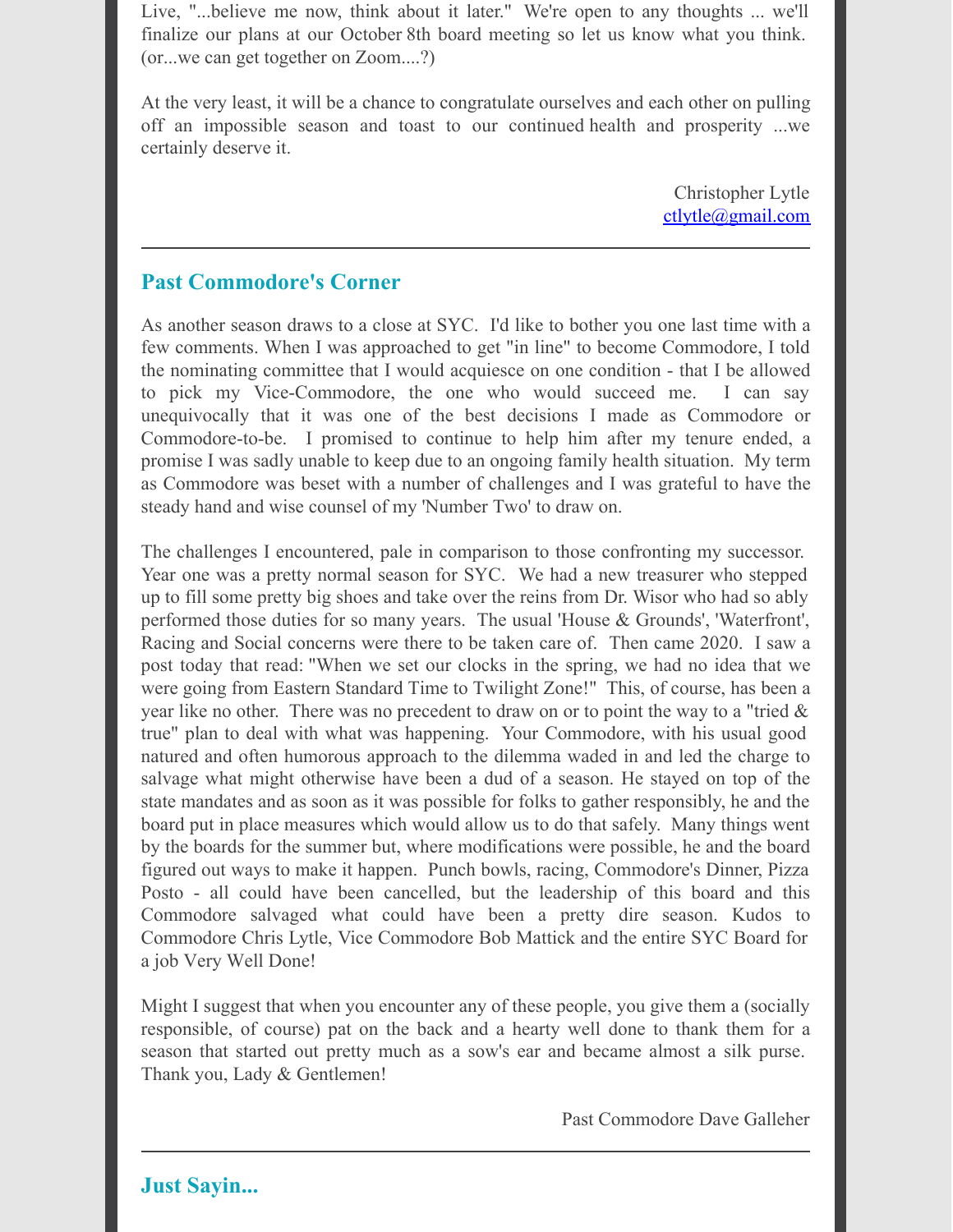Live, "...believe me now, think about it later." We're open to any thoughts ... we'll finalize our plans at our October 8th board meeting so let us know what you think. (or...we can get together on Zoom....?)

At the very least, it will be a chance to congratulate ourselves and each other on pulling off an impossible season and toast to our continued health and prosperity ...we certainly deserve it.

Christopher Lytle
[ctlytle@gmail.com](mailto:ctlytle@gmail.com)

---

## Past Commodore's Corner

As another season draws to a close at SYC. I'd like to bother you one last time with a few comments. When I was approached to get "in line" to become Commodore, I told the nominating committee that I would acquiesce on one condition - that I be allowed to pick my Vice-Commodore, the one who would succeed me. I can say unequivocally that it was one of the best decisions I made as Commodore or Commodore-to-be. I promised to continue to help him after my tenure ended, a promise I was sadly unable to keep due to an ongoing family health situation. My term as Commodore was beset with a number of challenges and I was grateful to have the steady hand and wise counsel of my 'Number Two' to draw on.

The challenges I encountered, pale in comparison to those confronting my successor. Year one was a pretty normal season for SYC. We had a new treasurer who stepped up to fill some pretty big shoes and take over the reins from Dr. Wisor who had so ably performed those duties for so many years. The usual 'House & Grounds', 'Waterfront', Racing and Social concerns were there to be taken care of. Then came 2020. I saw a post today that read: "When we set our clocks in the spring, we had no idea that we were going from Eastern Standard Time to Twilight Zone!" This, of course, has been a year like no other. There was no precedent to draw on or to point the way to a "tried & true" plan to deal with what was happening. Your Commodore, with his usual good natured and often humorous approach to the dilemma waded in and led the charge to salvage what might otherwise have been a dud of a season. He stayed on top of the state mandates and as soon as it was possible for folks to gather responsibly, he and the board put in place measures which would allow us to do that safely. Many things went by the boards for the summer but, where modifications were possible, he and the board figured out ways to make it happen. Punch bowls, racing, Commodore's Dinner, Pizza Posto - all could have been cancelled, but the leadership of this board and this Commodore salvaged what could have been a pretty dire season. Kudos to Commodore Chris Lytle, Vice Commodore Bob Mattick and the entire SYC Board for a job Very Well Done!

Might I suggest that when you encounter any of these people, you give them a (socially responsible, of course) pat on the back and a hearty well done to thank them for a season that started out pretty much as a sow's ear and became almost a silk purse. Thank you, Lady & Gentlemen!

Past Commodore Dave Galleher

---

## Just Sayin...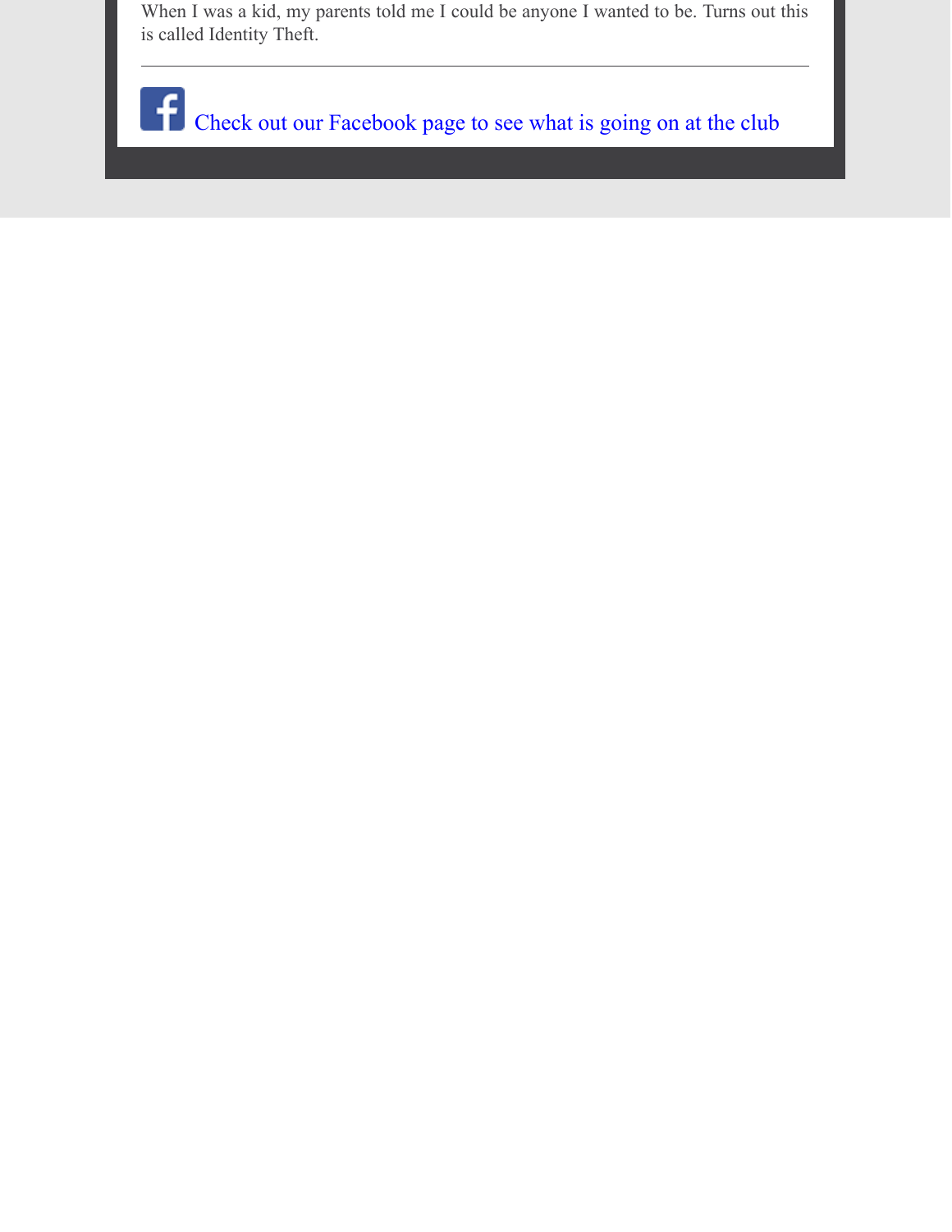When I was a kid, my parents told me I could be anyone I wanted to be. Turns out this is called Identity Theft.

---

Check out our Facebook page to see what is going on at the club